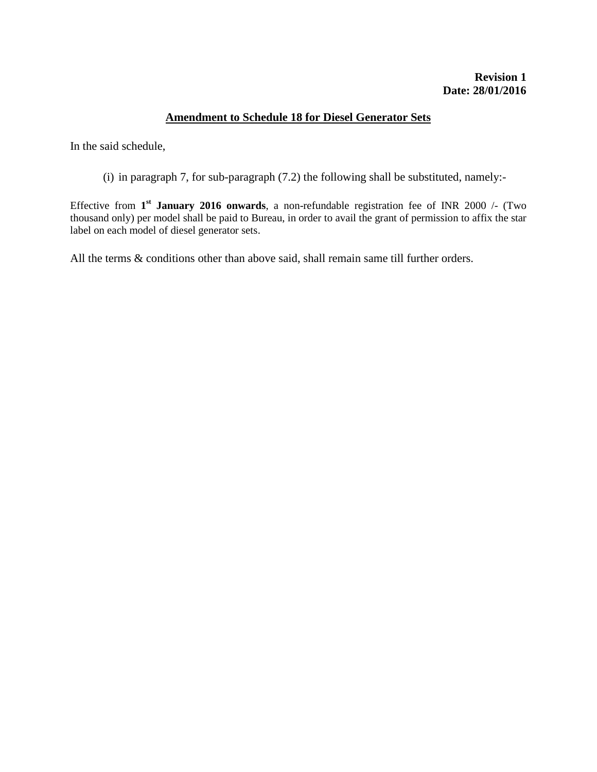**Revision 1**
**Date: 28/01/2016**

## Amendment to Schedule 18 for Diesel Generator Sets

In the said schedule,

(i) in paragraph 7, for sub-paragraph (7.2) the following shall be substituted, namely:-

Effective from **1st January 2016 onwards**, a non-refundable registration fee of INR 2000 /- (Two thousand only) per model shall be paid to Bureau, in order to avail the grant of permission to affix the star label on each model of diesel generator sets.

All the terms & conditions other than above said, shall remain same till further orders.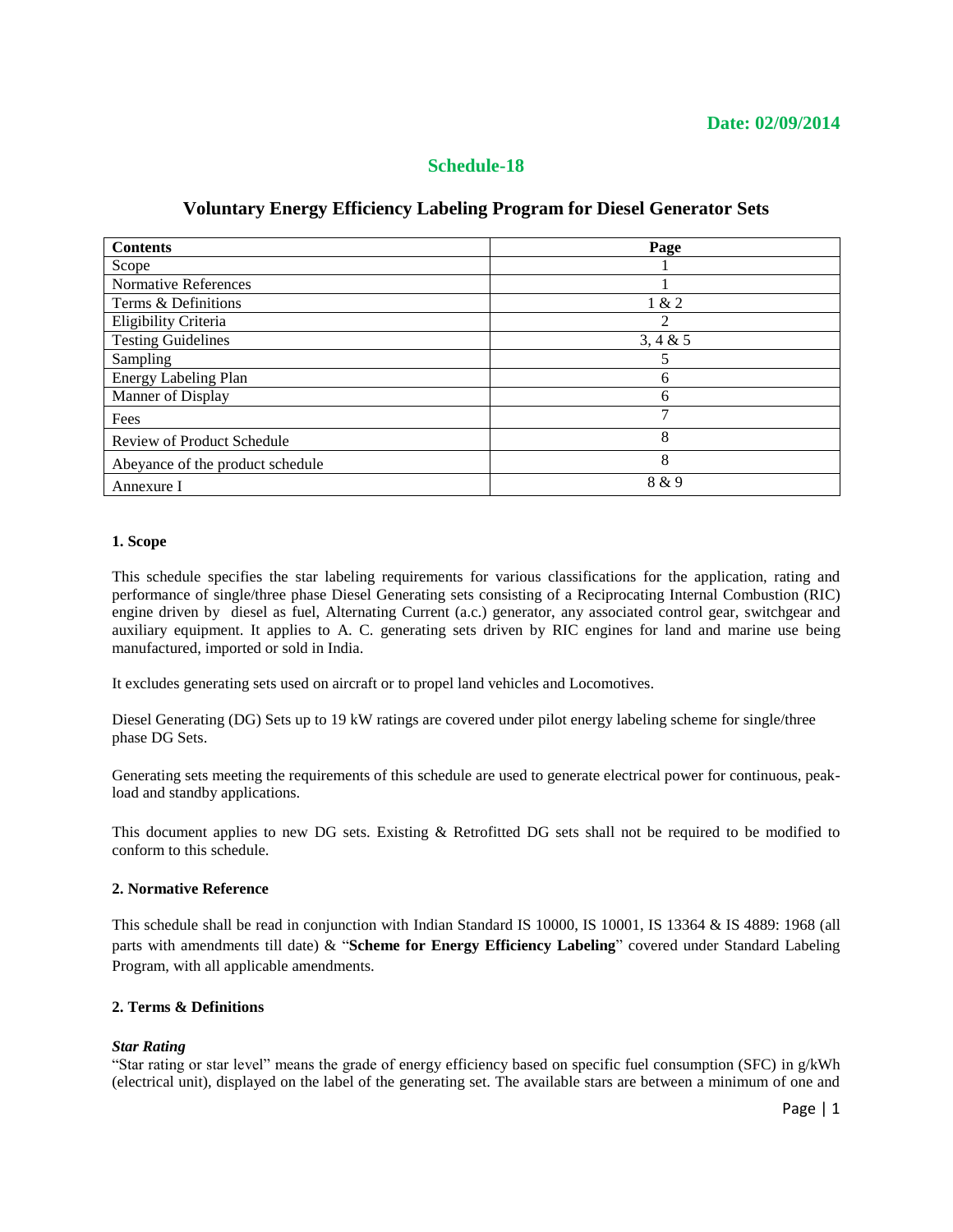**Date: 02/09/2014**

# Schedule-18

## Voluntary Energy Efficiency Labeling Program for Diesel Generator Sets

| Contents | Page |
|---|---|
| Scope | 1 |
| Normative References | 1 |
| Terms & Definitions | 1 & 2 |
| Eligibility Criteria | 2 |
| Testing Guidelines | 3, 4 & 5 |
| Sampling | 5 |
| Energy Labeling Plan | 6 |
| Manner of Display | 6 |
| Fees | 7 |
| Review of Product Schedule | 8 |
| Abeyance of the product schedule | 8 |
| Annexure I | 8 & 9 |

### 1. Scope

This schedule specifies the star labeling requirements for various classifications for the application, rating and performance of single/three phase Diesel Generating sets consisting of a Reciprocating Internal Combustion (RIC) engine driven by diesel as fuel, Alternating Current (a.c.) generator, any associated control gear, switchgear and auxiliary equipment. It applies to A. C. generating sets driven by RIC engines for land and marine use being manufactured, imported or sold in India.

It excludes generating sets used on aircraft or to propel land vehicles and Locomotives.

Diesel Generating (DG) Sets up to 19 kW ratings are covered under pilot energy labeling scheme for single/three phase DG Sets.

Generating sets meeting the requirements of this schedule are used to generate electrical power for continuous, peak-load and standby applications.

This document applies to new DG sets. Existing & Retrofitted DG sets shall not be required to be modified to conform to this schedule.

### 2. Normative Reference

This schedule shall be read in conjunction with Indian Standard IS 10000, IS 10001, IS 13364 & IS 4889: 1968 (all parts with amendments till date) & "**Scheme for Energy Efficiency Labeling**" covered under Standard Labeling Program, with all applicable amendments.

### 2. Terms & Definitions

***Star Rating***

"Star rating or star level" means the grade of energy efficiency based on specific fuel consumption (SFC) in g/kWh (electrical unit), displayed on the label of the generating set. The available stars are between a minimum of one and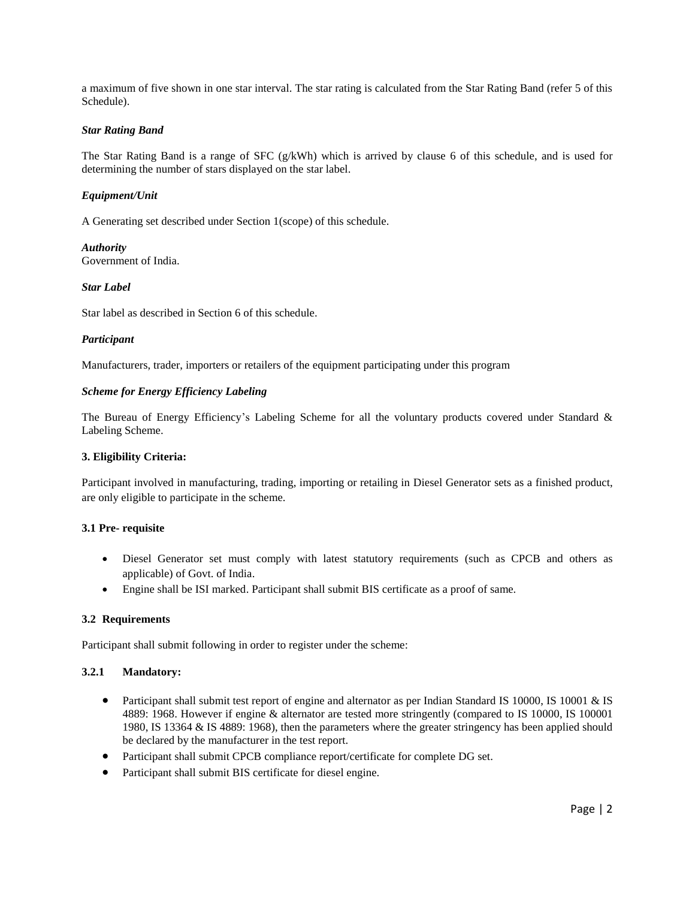a maximum of five shown in one star interval. The star rating is calculated from the Star Rating Band (refer 5 of this Schedule).

***Star Rating Band***

The Star Rating Band is a range of SFC (g/kWh) which is arrived by clause 6 of this schedule, and is used for determining the number of stars displayed on the star label.

***Equipment/Unit***

A Generating set described under Section 1(scope) of this schedule.

***Authority***
Government of India.

***Star Label***

Star label as described in Section 6 of this schedule.

***Participant***

Manufacturers, trader, importers or retailers of the equipment participating under this program

***Scheme for Energy Efficiency Labeling***

The Bureau of Energy Efficiency's Labeling Scheme for all the voluntary products covered under Standard & Labeling Scheme.

**3. Eligibility Criteria:**

Participant involved in manufacturing, trading, importing or retailing in Diesel Generator sets as a finished product, are only eligible to participate in the scheme.

**3.1 Pre- requisite**

- Diesel Generator set must comply with latest statutory requirements (such as CPCB and others as applicable) of Govt. of India.
- Engine shall be ISI marked. Participant shall submit BIS certificate as a proof of same.

**3.2 Requirements**

Participant shall submit following in order to register under the scheme:

**3.2.1 Mandatory:**

- Participant shall submit test report of engine and alternator as per Indian Standard IS 10000, IS 10001 & IS 4889: 1968. However if engine & alternator are tested more stringently (compared to IS 10000, IS 100001 1980, IS 13364 & IS 4889: 1968), then the parameters where the greater stringency has been applied should be declared by the manufacturer in the test report.
- Participant shall submit CPCB compliance report/certificate for complete DG set.
- Participant shall submit BIS certificate for diesel engine.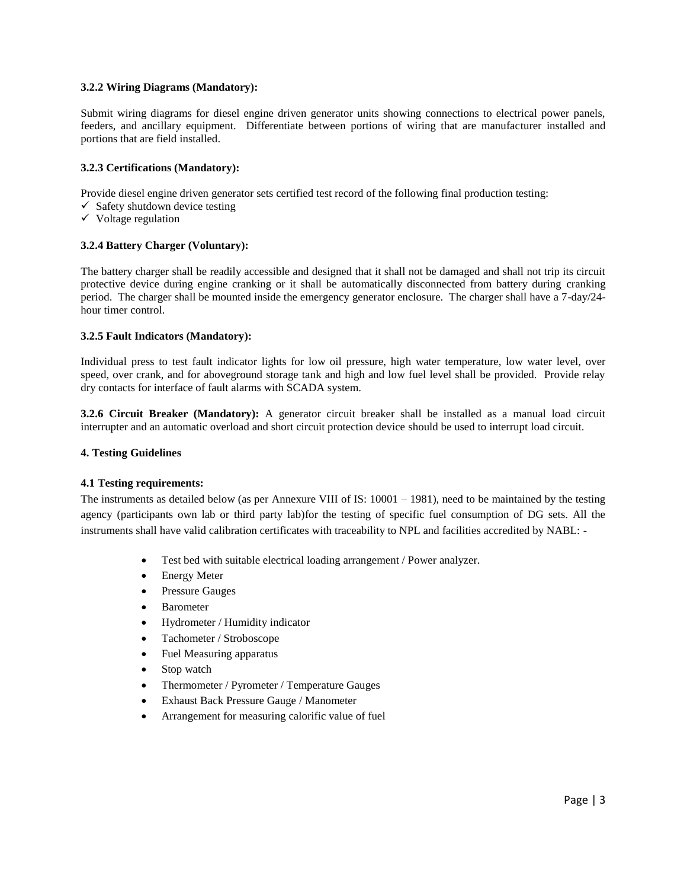**3.2.2 Wiring Diagrams (Mandatory):**

Submit wiring diagrams for diesel engine driven generator units showing connections to electrical power panels, feeders, and ancillary equipment. Differentiate between portions of wiring that are manufacturer installed and portions that are field installed.

**3.2.3 Certifications (Mandatory):**

Provide diesel engine driven generator sets certified test record of the following final production testing:

- ✓ Safety shutdown device testing
- ✓ Voltage regulation

**3.2.4 Battery Charger (Voluntary):**

The battery charger shall be readily accessible and designed that it shall not be damaged and shall not trip its circuit protective device during engine cranking or it shall be automatically disconnected from battery during cranking period. The charger shall be mounted inside the emergency generator enclosure. The charger shall have a 7-day/24-hour timer control.

**3.2.5 Fault Indicators (Mandatory):**

Individual press to test fault indicator lights for low oil pressure, high water temperature, low water level, over speed, over crank, and for aboveground storage tank and high and low fuel level shall be provided. Provide relay dry contacts for interface of fault alarms with SCADA system.

**3.2.6 Circuit Breaker (Mandatory):** A generator circuit breaker shall be installed as a manual load circuit interrupter and an automatic overload and short circuit protection device should be used to interrupt load circuit.

**4. Testing Guidelines**

**4.1 Testing requirements:**

The instruments as detailed below (as per Annexure VIII of IS: 10001 – 1981), need to be maintained by the testing agency (participants own lab or third party lab)for the testing of specific fuel consumption of DG sets. All the instruments shall have valid calibration certificates with traceability to NPL and facilities accredited by NABL: -

- Test bed with suitable electrical loading arrangement / Power analyzer.
- Energy Meter
- Pressure Gauges
- Barometer
- Hydrometer / Humidity indicator
- Tachometer / Stroboscope
- Fuel Measuring apparatus
- Stop watch
- Thermometer / Pyrometer / Temperature Gauges
- Exhaust Back Pressure Gauge / Manometer
- Arrangement for measuring calorific value of fuel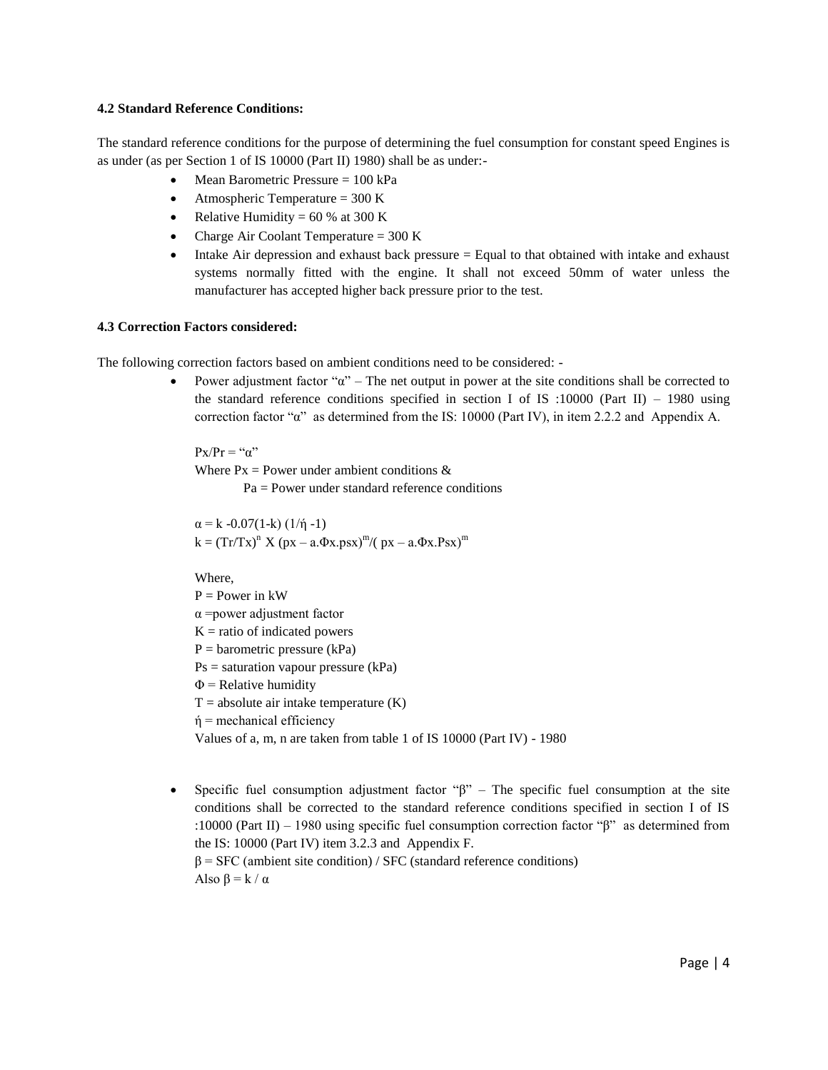### 4.2 Standard Reference Conditions:

The standard reference conditions for the purpose of determining the fuel consumption for constant speed Engines is as under (as per Section 1 of IS 10000 (Part II) 1980) shall be as under:-

- Mean Barometric Pressure = 100 kPa
- Atmospheric Temperature = 300 K
- Relative Humidity = 60 % at 300 K
- Charge Air Coolant Temperature = 300 K
- Intake Air depression and exhaust back pressure = Equal to that obtained with intake and exhaust systems normally fitted with the engine. It shall not exceed 50mm of water unless the manufacturer has accepted higher back pressure prior to the test.

### 4.3 Correction Factors considered:

The following correction factors based on ambient conditions need to be considered: -

- Power adjustment factor "α" – The net output in power at the site conditions shall be corrected to the standard reference conditions specified in section I of IS :10000 (Part II) – 1980 using correction factor "α" as determined from the IS: 10000 (Part IV), in item 2.2.2 and Appendix A.

  $Px/Pr$ = "α"
  Where $Px$ = Power under ambient conditions &
  $Pa$ = Power under standard reference conditions

  $\alpha = k - 0.07(1-k)\,(1/ή - 1)$
  $k = (Tr/Tx)^n \text{ X } (px - a.\Phi x.psx)^m / (px - a.\Phi x.Psx)^m$

  Where,
  P = Power in kW
  α =power adjustment factor
  K = ratio of indicated powers
  P = barometric pressure (kPa)
  Ps = saturation vapour pressure (kPa)
  Φ = Relative humidity
  T = absolute air intake temperature (K)
  ή = mechanical efficiency
  Values of a, m, n are taken from table 1 of IS 10000 (Part IV) - 1980

- Specific fuel consumption adjustment factor "β" – The specific fuel consumption at the site conditions shall be corrected to the standard reference conditions specified in section I of IS :10000 (Part II) – 1980 using specific fuel consumption correction factor "β" as determined from the IS: 10000 (Part IV) item 3.2.3 and Appendix F.
  β = SFC (ambient site condition) / SFC (standard reference conditions)
  Also $\beta = k / \alpha$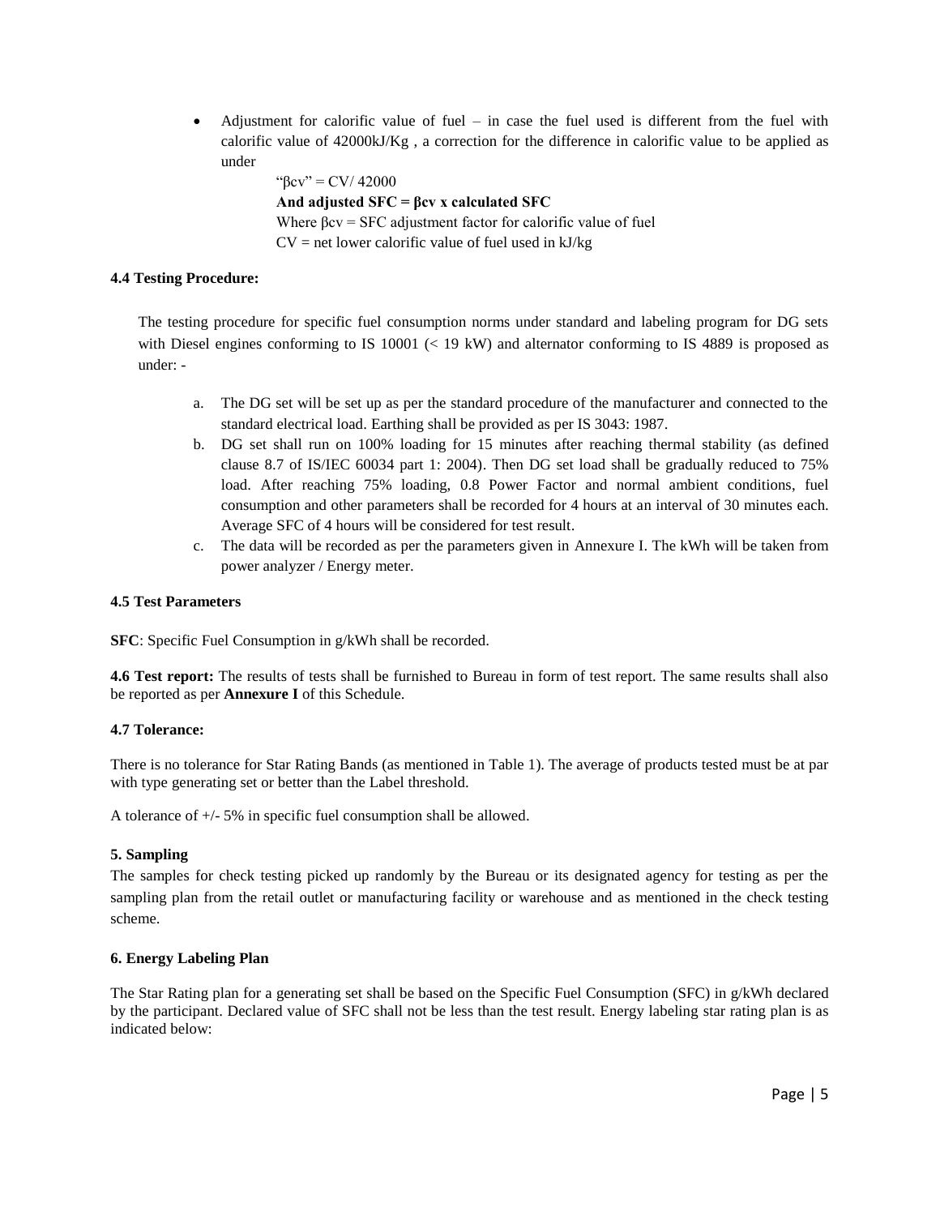- Adjustment for calorific value of fuel – in case the fuel used is different from the fuel with calorific value of 42000kJ/Kg , a correction for the difference in calorific value to be applied as under

  "$\beta cv$" = CV/ 42000

  **And adjusted SFC = $\beta cv$ x calculated SFC**

  Where $\beta cv$ = SFC adjustment factor for calorific value of fuel

  CV = net lower calorific value of fuel used in kJ/kg

**4.4 Testing Procedure:**

The testing procedure for specific fuel consumption norms under standard and labeling program for DG sets with Diesel engines conforming to IS 10001 (< 19 kW) and alternator conforming to IS 4889 is proposed as under: -

a. The DG set will be set up as per the standard procedure of the manufacturer and connected to the standard electrical load. Earthing shall be provided as per IS 3043: 1987.
b. DG set shall run on 100% loading for 15 minutes after reaching thermal stability (as defined clause 8.7 of IS/IEC 60034 part 1: 2004). Then DG set load shall be gradually reduced to 75% load. After reaching 75% loading, 0.8 Power Factor and normal ambient conditions, fuel consumption and other parameters shall be recorded for 4 hours at an interval of 30 minutes each. Average SFC of 4 hours will be considered for test result.
c. The data will be recorded as per the parameters given in Annexure I. The kWh will be taken from power analyzer / Energy meter.

**4.5 Test Parameters**

**SFC**: Specific Fuel Consumption in g/kWh shall be recorded.

**4.6 Test report:** The results of tests shall be furnished to Bureau in form of test report. The same results shall also be reported as per **Annexure I** of this Schedule.

**4.7 Tolerance:**

There is no tolerance for Star Rating Bands (as mentioned in Table 1). The average of products tested must be at par with type generating set or better than the Label threshold.

A tolerance of +/- 5% in specific fuel consumption shall be allowed.

**5. Sampling**

The samples for check testing picked up randomly by the Bureau or its designated agency for testing as per the sampling plan from the retail outlet or manufacturing facility or warehouse and as mentioned in the check testing scheme.

**6. Energy Labeling Plan**

The Star Rating plan for a generating set shall be based on the Specific Fuel Consumption (SFC) in g/kWh declared by the participant. Declared value of SFC shall not be less than the test result. Energy labeling star rating plan is as indicated below: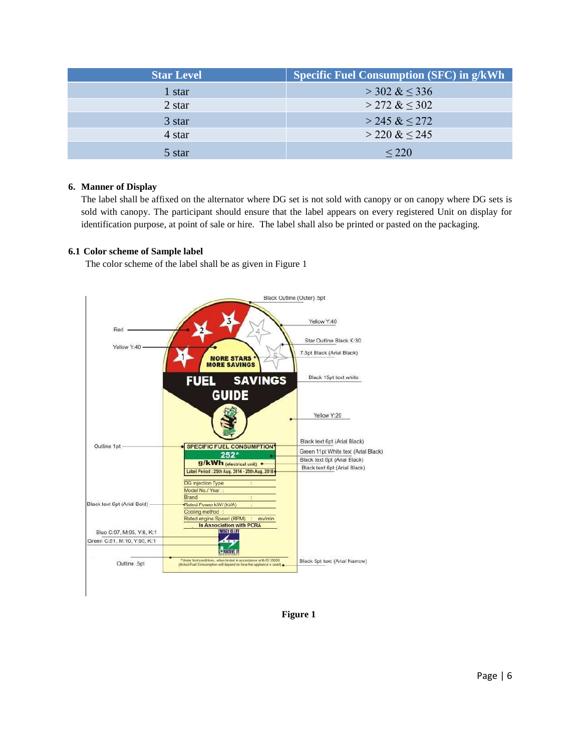| Star Level | Specific Fuel Consumption (SFC) in g/kWh |
| --- | --- |
| 1 star | $> 302$ & $\leq 336$ |
| 2 star | $> 272$ & $\leq 302$ |
| 3 star | $> 245$ & $\leq 272$ |
| 4 star | $> 220$ & $\leq 245$ |
| 5 star | $\leq 220$ |

### 6. Manner of Display

The label shall be affixed on the alternator where DG set is not sold with canopy or on canopy where DG sets is sold with canopy. The participant should ensure that the label appears on every registered Unit on display for identification purpose, at point of sale or hire. The label shall also be printed or pasted on the packaging.

### 6.1 Color scheme of Sample label

The color scheme of the label shall be as given in Figure 1

**Figure 1**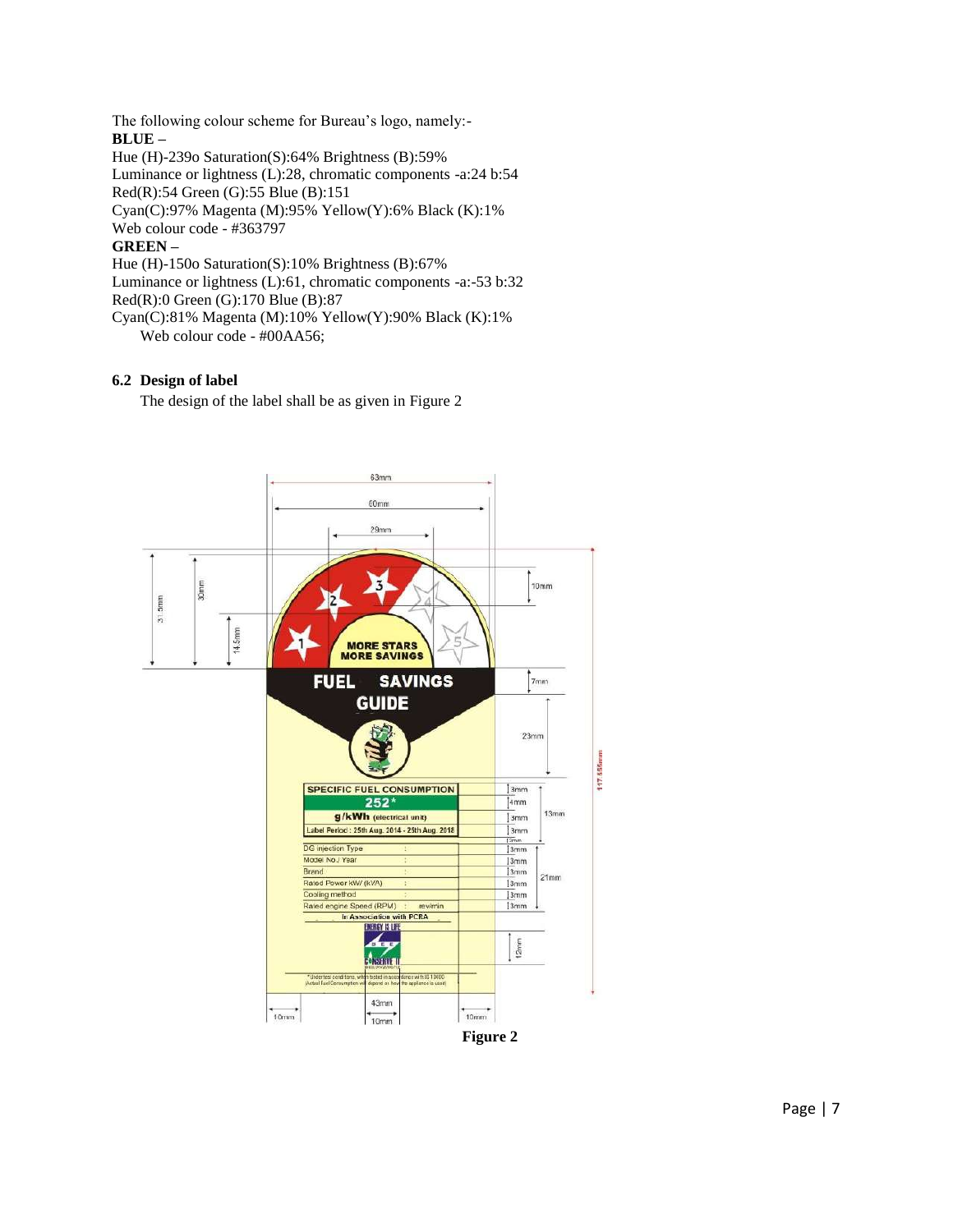The following colour scheme for Bureau's logo, namely:-

**BLUE –**

Hue (H)-239o Saturation(S):64% Brightness (B):59%
Luminance or lightness (L):28, chromatic components -a:24 b:54
Red(R):54 Green (G):55 Blue (B):151
Cyan(C):97% Magenta (M):95% Yellow(Y):6% Black (K):1%
Web colour code - #363797

**GREEN –**

Hue (H)-150o Saturation(S):10% Brightness (B):67%
Luminance or lightness (L):61, chromatic components -a:-53 b:32
Red(R):0 Green (G):170 Blue (B):87
Cyan(C):81% Magenta (M):10% Yellow(Y):90% Black (K):1%
Web colour code - #00AA56;

### 6.2 Design of label

The design of the label shall be as given in Figure 2

**Figure 2**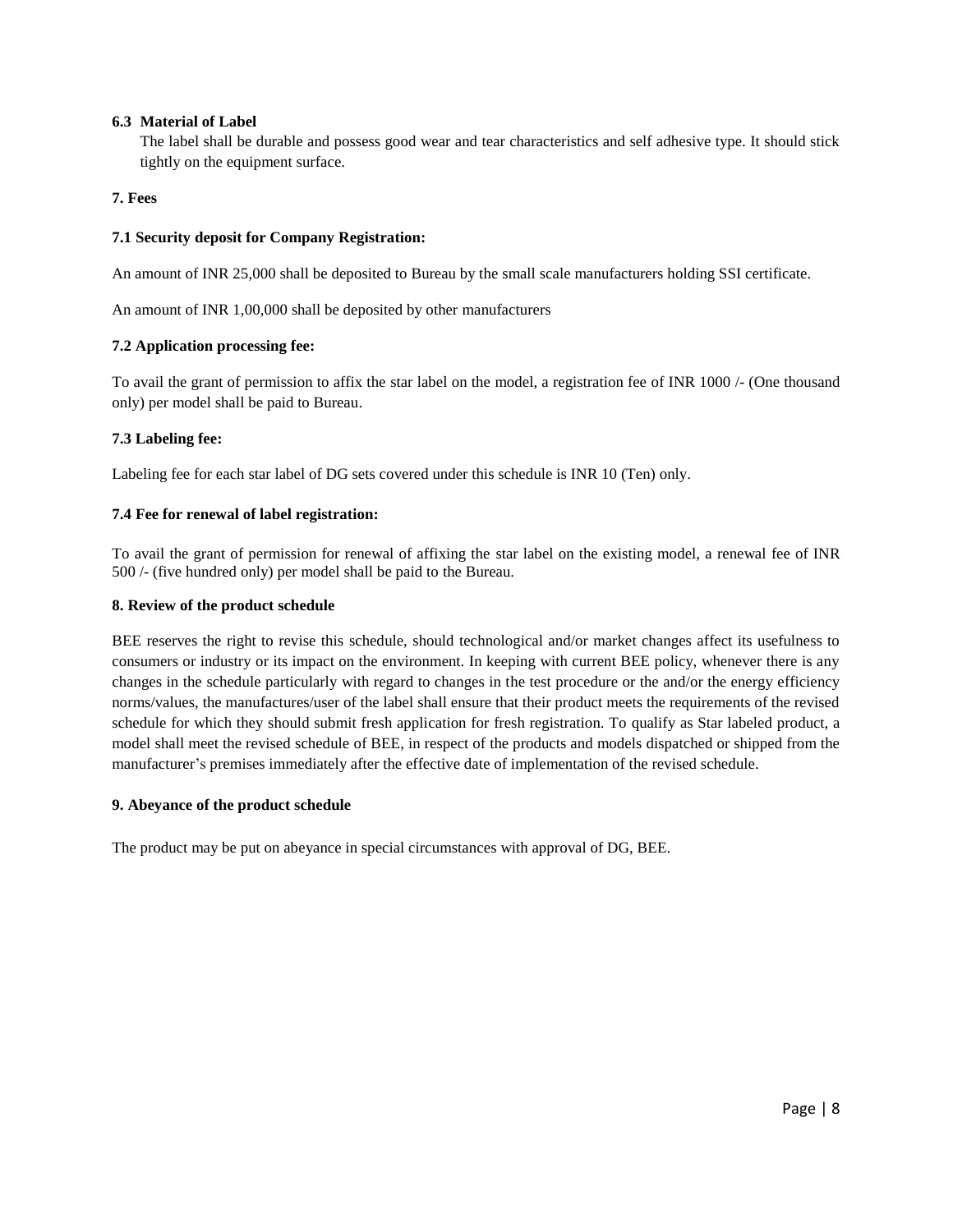### 6.3 Material of Label

The label shall be durable and possess good wear and tear characteristics and self adhesive type. It should stick tightly on the equipment surface.

## 7. Fees

### 7.1 Security deposit for Company Registration:

An amount of INR 25,000 shall be deposited to Bureau by the small scale manufacturers holding SSI certificate.

An amount of INR 1,00,000 shall be deposited by other manufacturers

### 7.2 Application processing fee:

To avail the grant of permission to affix the star label on the model, a registration fee of INR 1000 /- (One thousand only) per model shall be paid to Bureau.

### 7.3 Labeling fee:

Labeling fee for each star label of DG sets covered under this schedule is INR 10 (Ten) only.

### 7.4 Fee for renewal of label registration:

To avail the grant of permission for renewal of affixing the star label on the existing model, a renewal fee of INR 500 /- (five hundred only) per model shall be paid to the Bureau.

## 8. Review of the product schedule

BEE reserves the right to revise this schedule, should technological and/or market changes affect its usefulness to consumers or industry or its impact on the environment. In keeping with current BEE policy, whenever there is any changes in the schedule particularly with regard to changes in the test procedure or the and/or the energy efficiency norms/values, the manufactures/user of the label shall ensure that their product meets the requirements of the revised schedule for which they should submit fresh application for fresh registration. To qualify as Star labeled product, a model shall meet the revised schedule of BEE, in respect of the products and models dispatched or shipped from the manufacturer's premises immediately after the effective date of implementation of the revised schedule.

## 9. Abeyance of the product schedule

The product may be put on abeyance in special circumstances with approval of DG, BEE.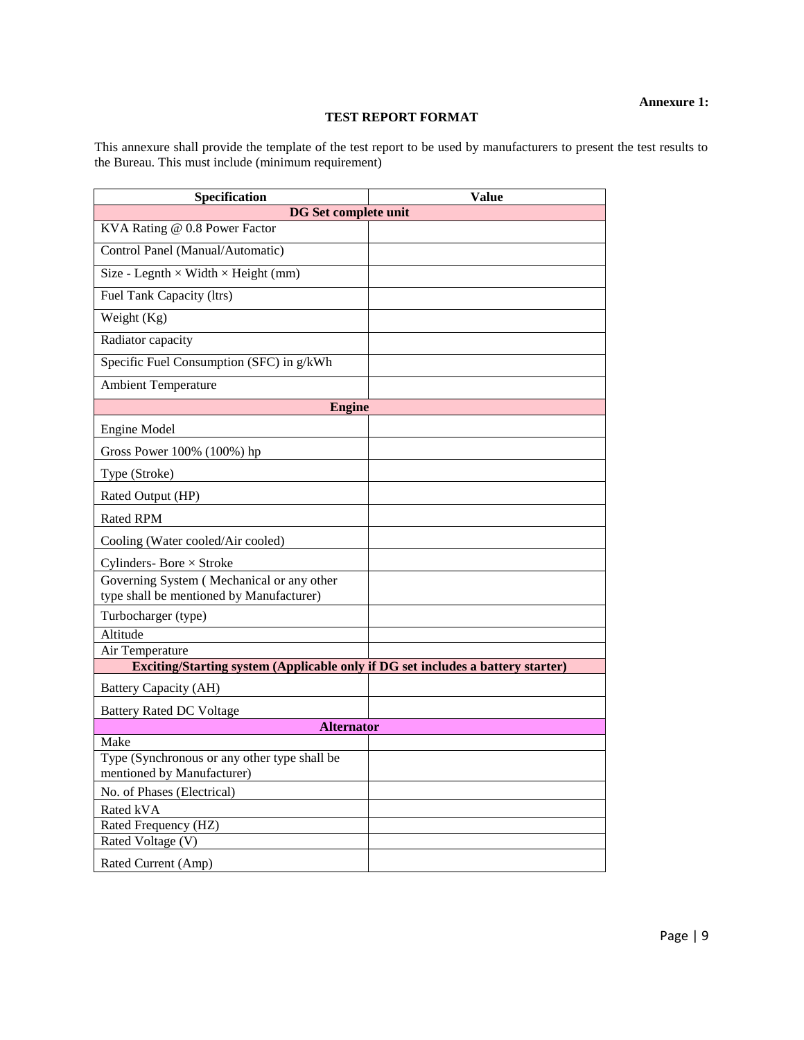**Annexure 1:**

**TEST REPORT FORMAT**

This annexure shall provide the template of the test report to be used by manufacturers to present the test results to the Bureau. This must include (minimum requirement)

| Specification | Value |
|---|---|
| **DG Set complete unit** | |
| KVA Rating @ 0.8 Power Factor | |
| Control Panel (Manual/Automatic) | |
| Size - Legnth × Width × Height (mm) | |
| Fuel Tank Capacity (ltrs) | |
| Weight (Kg) | |
| Radiator capacity | |
| Specific Fuel Consumption (SFC) in g/kWh | |
| Ambient Temperature | |
| **Engine** | |
| Engine Model | |
| Gross Power 100% (100%) hp | |
| Type (Stroke) | |
| Rated Output (HP) | |
| Rated RPM | |
| Cooling (Water cooled/Air cooled) | |
| Cylinders- Bore × Stroke | |
| Governing System ( Mechanical or any other type shall be mentioned by Manufacturer) | |
| Turbocharger (type) | |
| Altitude | |
| Air Temperature | |
| **Exciting/Starting system (Applicable only if DG set includes a battery starter)** | |
| Battery Capacity (AH) | |
| Battery Rated DC Voltage | |
| **Alternator** | |
| Make | |
| Type (Synchronous or any other type shall be mentioned by Manufacturer) | |
| No. of Phases (Electrical) | |
| Rated kVA | |
| Rated Frequency (HZ) | |
| Rated Voltage (V) | |
| Rated Current (Amp) | |